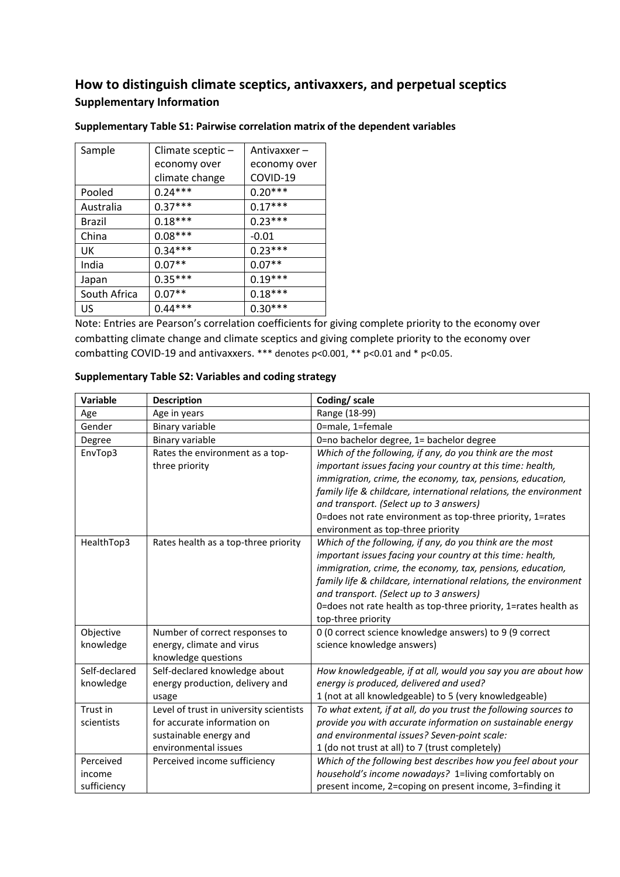# How to distinguish climate sceptics, antivaxxers, and perpetual sceptics

## Supplementary Information

### Supplementary Table S1: Pairwise correlation matrix of the dependent variables

| Sample | Climate sceptic – economy over climate change | Antivaxxer – economy over COVID-19 |
|---|---|---|
| Pooled | 0.24*** | 0.20*** |
| Australia | 0.37*** | 0.17*** |
| Brazil | 0.18*** | 0.23*** |
| China | 0.08*** | -0.01 |
| UK | 0.34*** | 0.23*** |
| India | 0.07** | 0.07** |
| Japan | 0.35*** | 0.19*** |
| South Africa | 0.07** | 0.18*** |
| US | 0.44*** | 0.30*** |

Note: Entries are Pearson's correlation coefficients for giving complete priority to the economy over combatting climate change and climate sceptics and giving complete priority to the economy over combatting COVID-19 and antivaxxers. *** denotes $p<0.001$, ** $p<0.01$ and * $p<0.05$.

### Supplementary Table S2: Variables and coding strategy

| Variable | Description | Coding/ scale |
|---|---|---|
| Age | Age in years | Range (18-99) |
| Gender | Binary variable | 0=male, 1=female |
| Degree | Binary variable | 0=no bachelor degree, 1= bachelor degree |
| EnvTop3 | Rates the environment as a top-three priority | *Which of the following, if any, do you think are the most important issues facing your country at this time: health, immigration, crime, the economy, tax, pensions, education, family life & childcare, international relations, the environment and transport. (Select up to 3 answers)* 0=does not rate environment as top-three priority, 1=rates environment as top-three priority |
| HealthTop3 | Rates health as a top-three priority | *Which of the following, if any, do you think are the most important issues facing your country at this time: health, immigration, crime, the economy, tax, pensions, education, family life & childcare, international relations, the environment and transport. (Select up to 3 answers)* 0=does not rate health as top-three priority, 1=rates health as top-three priority |
| Objective knowledge | Number of correct responses to energy, climate and virus knowledge questions | 0 (0 correct science knowledge answers) to 9 (9 correct science knowledge answers) |
| Self-declared knowledge | Self-declared knowledge about energy production, delivery and usage | *How knowledgeable, if at all, would you say you are about how energy is produced, delivered and used?* 1 (not at all knowledgeable) to 5 (very knowledgeable) |
| Trust in scientists | Level of trust in university scientists for accurate information on sustainable energy and environmental issues | *To what extent, if at all, do you trust the following sources to provide you with accurate information on sustainable energy and environmental issues? Seven-point scale:* 1 (do not trust at all) to 7 (trust completely) |
| Perceived income sufficiency | Perceived income sufficiency | *Which of the following best describes how you feel about your household's income nowadays?* 1=living comfortably on present income, 2=coping on present income, 3=finding it |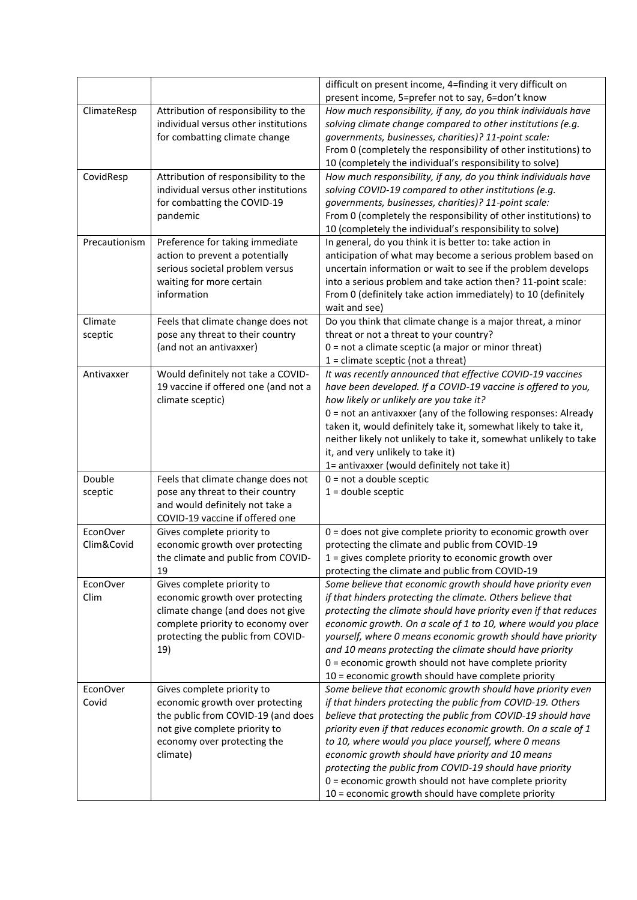| | | |
|---|---|---|
| | | difficult on present income, 4=finding it very difficult on present income, 5=prefer not to say, 6=don't know |
| ClimateResp | Attribution of responsibility to the individual versus other institutions for combatting climate change | *How much responsibility, if any, do you think individuals have solving climate change compared to other institutions (e.g. governments, businesses, charities)? 11-point scale:* From 0 (completely the responsibility of other institutions) to 10 (completely the individual's responsibility to solve) |
| CovidResp | Attribution of responsibility to the individual versus other institutions for combatting the COVID-19 pandemic | *How much responsibility, if any, do you think individuals have solving COVID-19 compared to other institutions (e.g. governments, businesses, charities)? 11-point scale:* From 0 (completely the responsibility of other institutions) to 10 (completely the individual's responsibility to solve) |
| Precautionism | Preference for taking immediate action to prevent a potentially serious societal problem versus waiting for more certain information | In general, do you think it is better to: take action in anticipation of what may become a serious problem based on uncertain information or wait to see if the problem develops into a serious problem and take action then? 11-point scale: From 0 (definitely take action immediately) to 10 (definitely wait and see) |
| Climate sceptic | Feels that climate change does not pose any threat to their country (and not an antivaxxer) | Do you think that climate change is a major threat, a minor threat or not a threat to your country? 0 = not a climate sceptic (a major or minor threat) 1 = climate sceptic (not a threat) |
| Antivaxxer | Would definitely not take a COVID-19 vaccine if offered one (and not a climate sceptic) | *It was recently announced that effective COVID-19 vaccines have been developed. If a COVID-19 vaccine is offered to you, how likely or unlikely are you take it?* 0 = not an antivaxxer (any of the following responses: Already taken it, would definitely take it, somewhat likely to take it, neither likely not unlikely to take it, somewhat unlikely to take it, and very unlikely to take it) 1= antivaxxer (would definitely not take it) |
| Double sceptic | Feels that climate change does not pose any threat to their country and would definitely not take a COVID-19 vaccine if offered one | 0 = not a double sceptic 1 = double sceptic |
| EconOver Clim&Covid | Gives complete priority to economic growth over protecting the climate and public from COVID-19 | 0 = does not give complete priority to economic growth over protecting the climate and public from COVID-19 1 = gives complete priority to economic growth over protecting the climate and public from COVID-19 |
| EconOver Clim | Gives complete priority to economic growth over protecting climate change (and does not give complete priority to economy over protecting the public from COVID-19) | *Some believe that economic growth should have priority even if that hinders protecting the climate. Others believe that protecting the climate should have priority even if that reduces economic growth. On a scale of 1 to 10, where would you place yourself, where 0 means economic growth should have priority and 10 means protecting the climate should have priority* 0 = economic growth should not have complete priority 10 = economic growth should have complete priority |
| EconOver Covid | Gives complete priority to economic growth over protecting the public from COVID-19 (and does not give complete priority to economy over protecting the climate) | *Some believe that economic growth should have priority even if that hinders protecting the public from COVID-19. Others believe that protecting the public from COVID-19 should have priority even if that reduces economic growth. On a scale of 1 to 10, where would you place yourself, where 0 means economic growth should have priority and 10 means protecting the public from COVID-19 should have priority* 0 = economic growth should not have complete priority 10 = economic growth should have complete priority |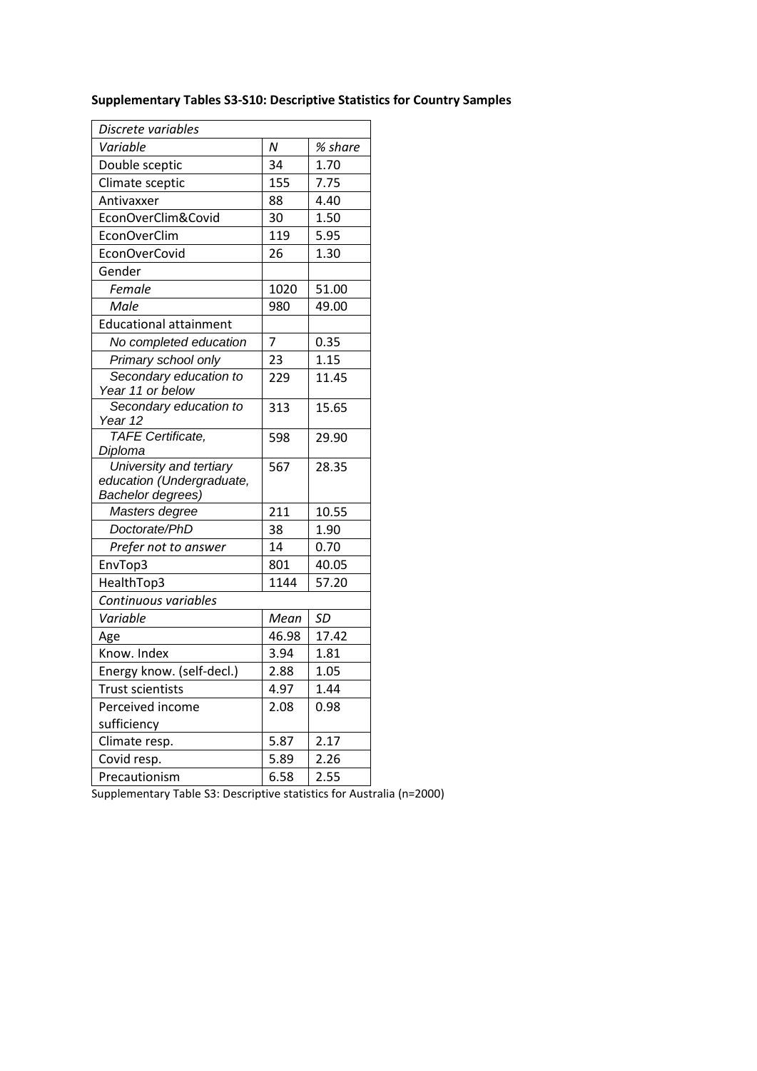**Supplementary Tables S3-S10: Descriptive Statistics for Country Samples**

| *Discrete variables* | | |
|---|---|---|
| *Variable* | *N* | *% share* |
| Double sceptic | 34 | 1.70 |
| Climate sceptic | 155 | 7.75 |
| Antivaxxer | 88 | 4.40 |
| EconOverClim&Covid | 30 | 1.50 |
| EconOverClim | 119 | 5.95 |
| EconOverCovid | 26 | 1.30 |
| Gender | | |
| *Female* | 1020 | 51.00 |
| *Male* | 980 | 49.00 |
| Educational attainment | | |
| *No completed education* | 7 | 0.35 |
| *Primary school only* | 23 | 1.15 |
| *Secondary education to Year 11 or below* | 229 | 11.45 |
| *Secondary education to Year 12* | 313 | 15.65 |
| *TAFE Certificate, Diploma* | 598 | 29.90 |
| *University and tertiary education (Undergraduate, Bachelor degrees)* | 567 | 28.35 |
| *Masters degree* | 211 | 10.55 |
| *Doctorate/PhD* | 38 | 1.90 |
| *Prefer not to answer* | 14 | 0.70 |
| EnvTop3 | 801 | 40.05 |
| HealthTop3 | 1144 | 57.20 |
| *Continuous variables* | | |
| *Variable* | *Mean* | *SD* |
| Age | 46.98 | 17.42 |
| Know. Index | 3.94 | 1.81 |
| Energy know. (self-decl.) | 2.88 | 1.05 |
| Trust scientists | 4.97 | 1.44 |
| Perceived income sufficiency | 2.08 | 0.98 |
| Climate resp. | 5.87 | 2.17 |
| Covid resp. | 5.89 | 2.26 |
| Precautionism | 6.58 | 2.55 |

Supplementary Table S3: Descriptive statistics for Australia (n=2000)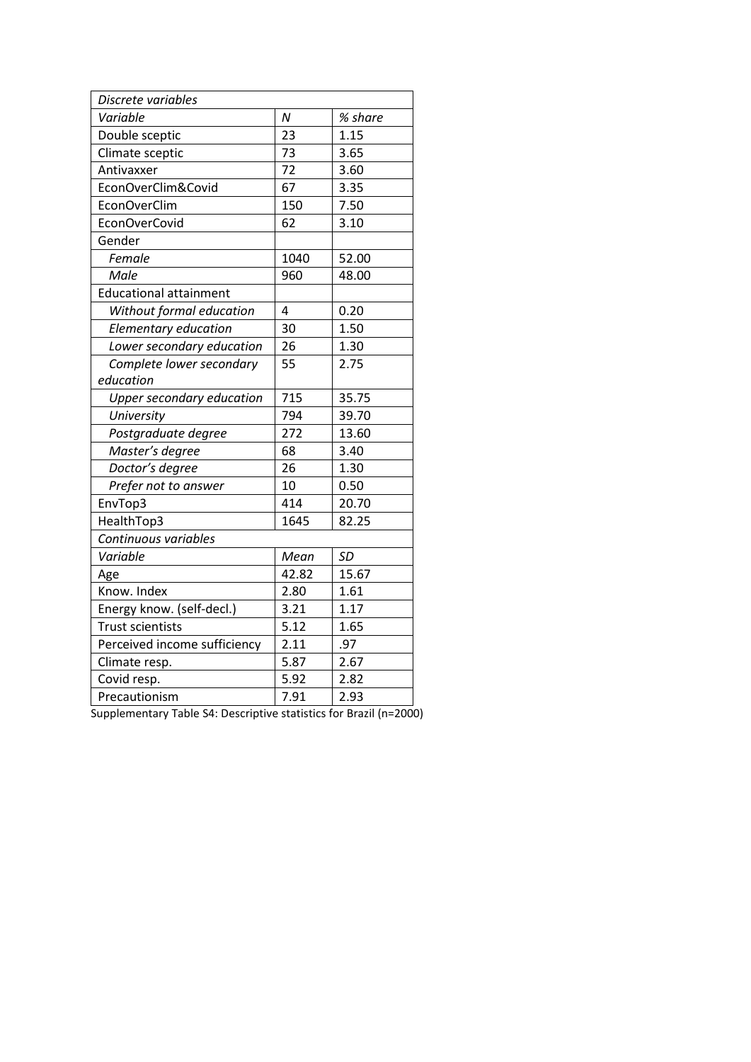| *Discrete variables* | | |
|---|---|---|
| *Variable* | *N* | *% share* |
| Double sceptic | 23 | 1.15 |
| Climate sceptic | 73 | 3.65 |
| Antivaxxer | 72 | 3.60 |
| EconOverClim&Covid | 67 | 3.35 |
| EconOverClim | 150 | 7.50 |
| EconOverCovid | 62 | 3.10 |
| Gender | | |
| *Female* | 1040 | 52.00 |
| *Male* | 960 | 48.00 |
| Educational attainment | | |
| *Without formal education* | 4 | 0.20 |
| *Elementary education* | 30 | 1.50 |
| *Lower secondary education* | 26 | 1.30 |
| *Complete lower secondary education* | 55 | 2.75 |
| *Upper secondary education* | 715 | 35.75 |
| *University* | 794 | 39.70 |
| *Postgraduate degree* | 272 | 13.60 |
| *Master's degree* | 68 | 3.40 |
| *Doctor's degree* | 26 | 1.30 |
| *Prefer not to answer* | 10 | 0.50 |
| EnvTop3 | 414 | 20.70 |
| HealthTop3 | 1645 | 82.25 |
| *Continuous variables* | | |
| *Variable* | *Mean* | *SD* |
| Age | 42.82 | 15.67 |
| Know. Index | 2.80 | 1.61 |
| Energy know. (self-decl.) | 3.21 | 1.17 |
| Trust scientists | 5.12 | 1.65 |
| Perceived income sufficiency | 2.11 | .97 |
| Climate resp. | 5.87 | 2.67 |
| Covid resp. | 5.92 | 2.82 |
| Precautionism | 7.91 | 2.93 |

Supplementary Table S4: Descriptive statistics for Brazil (n=2000)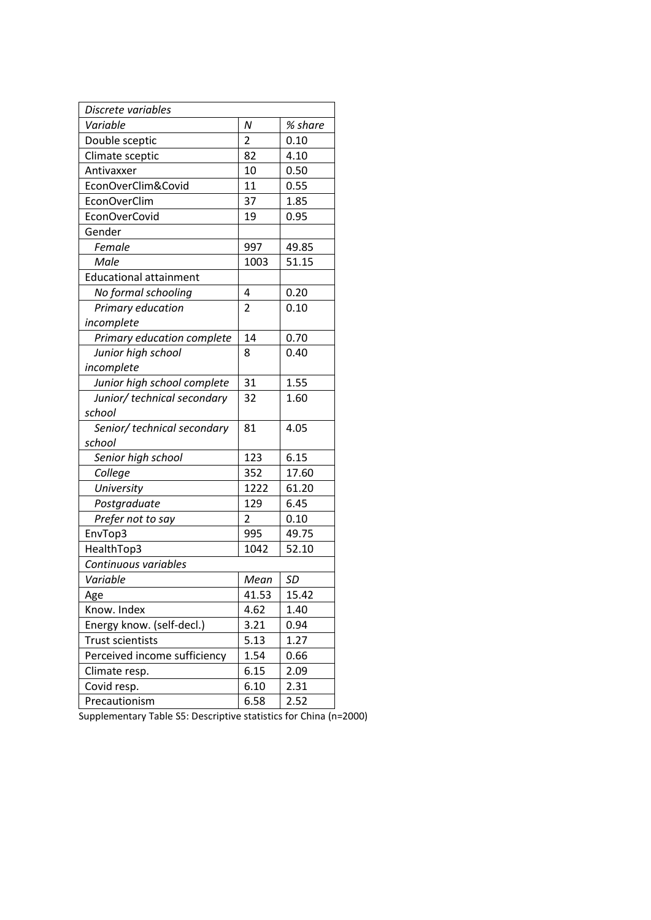| *Discrete variables* | | |
|---|---|---|
| *Variable* | *N* | *% share* |
| Double sceptic | 2 | 0.10 |
| Climate sceptic | 82 | 4.10 |
| Antivaxxer | 10 | 0.50 |
| EconOverClim&Covid | 11 | 0.55 |
| EconOverClim | 37 | 1.85 |
| EconOverCovid | 19 | 0.95 |
| Gender | | |
| *Female* | 997 | 49.85 |
| *Male* | 1003 | 51.15 |
| Educational attainment | | |
| *No formal schooling* | 4 | 0.20 |
| *Primary education incomplete* | 2 | 0.10 |
| *Primary education complete* | 14 | 0.70 |
| *Junior high school incomplete* | 8 | 0.40 |
| *Junior high school complete* | 31 | 1.55 |
| *Junior/ technical secondary school* | 32 | 1.60 |
| *Senior/ technical secondary school* | 81 | 4.05 |
| *Senior high school* | 123 | 6.15 |
| *College* | 352 | 17.60 |
| *University* | 1222 | 61.20 |
| *Postgraduate* | 129 | 6.45 |
| *Prefer not to say* | 2 | 0.10 |
| EnvTop3 | 995 | 49.75 |
| HealthTop3 | 1042 | 52.10 |
| *Continuous variables* | | |
| *Variable* | *Mean* | *SD* |
| Age | 41.53 | 15.42 |
| Know. Index | 4.62 | 1.40 |
| Energy know. (self-decl.) | 3.21 | 0.94 |
| Trust scientists | 5.13 | 1.27 |
| Perceived income sufficiency | 1.54 | 0.66 |
| Climate resp. | 6.15 | 2.09 |
| Covid resp. | 6.10 | 2.31 |
| Precautionism | 6.58 | 2.52 |

Supplementary Table S5: Descriptive statistics for China (n=2000)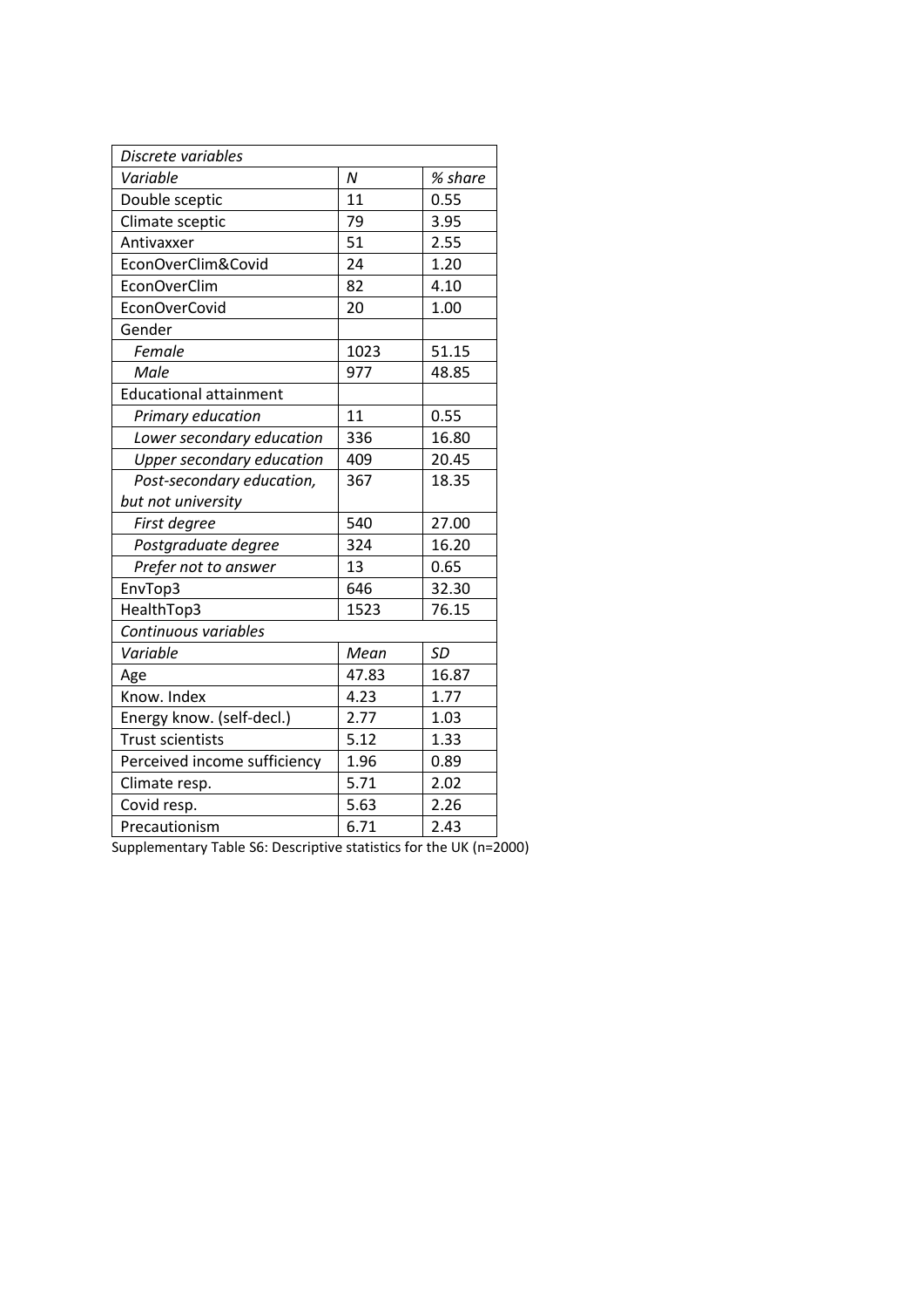| *Discrete variables* | | |
|---|---|---|
| *Variable* | *N* | *% share* |
| Double sceptic | 11 | 0.55 |
| Climate sceptic | 79 | 3.95 |
| Antivaxxer | 51 | 2.55 |
| EconOverClim&Covid | 24 | 1.20 |
| EconOverClim | 82 | 4.10 |
| EconOverCovid | 20 | 1.00 |
| Gender | | |
| *Female* | 1023 | 51.15 |
| *Male* | 977 | 48.85 |
| Educational attainment | | |
| *Primary education* | 11 | 0.55 |
| *Lower secondary education* | 336 | 16.80 |
| *Upper secondary education* | 409 | 20.45 |
| *Post-secondary education, but not university* | 367 | 18.35 |
| *First degree* | 540 | 27.00 |
| *Postgraduate degree* | 324 | 16.20 |
| *Prefer not to answer* | 13 | 0.65 |
| EnvTop3 | 646 | 32.30 |
| HealthTop3 | 1523 | 76.15 |
| *Continuous variables* | | |
| *Variable* | *Mean* | *SD* |
| Age | 47.83 | 16.87 |
| Know. Index | 4.23 | 1.77 |
| Energy know. (self-decl.) | 2.77 | 1.03 |
| Trust scientists | 5.12 | 1.33 |
| Perceived income sufficiency | 1.96 | 0.89 |
| Climate resp. | 5.71 | 2.02 |
| Covid resp. | 5.63 | 2.26 |
| Precautionism | 6.71 | 2.43 |

Supplementary Table S6: Descriptive statistics for the UK (n=2000)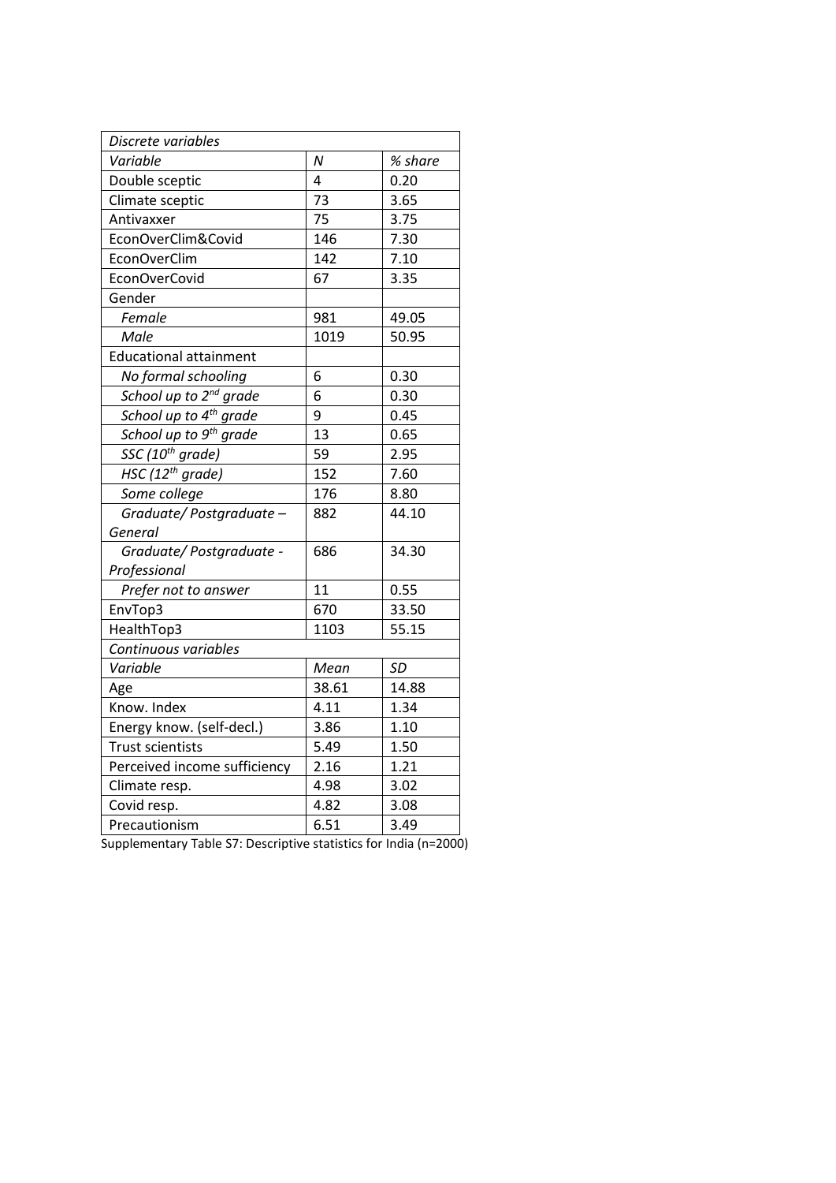| *Discrete variables* | | |
|---|---|---|
| *Variable* | *N* | *% share* |
| Double sceptic | 4 | 0.20 |
| Climate sceptic | 73 | 3.65 |
| Antivaxxer | 75 | 3.75 |
| EconOverClim&Covid | 146 | 7.30 |
| EconOverClim | 142 | 7.10 |
| EconOverCovid | 67 | 3.35 |
| Gender | | |
| *Female* | 981 | 49.05 |
| *Male* | 1019 | 50.95 |
| Educational attainment | | |
| *No formal schooling* | 6 | 0.30 |
| *School up to 2$^{nd}$ grade* | 6 | 0.30 |
| *School up to 4$^{th}$ grade* | 9 | 0.45 |
| *School up to 9$^{th}$ grade* | 13 | 0.65 |
| *SSC (10$^{th}$ grade)* | 59 | 2.95 |
| *HSC (12$^{th}$ grade)* | 152 | 7.60 |
| *Some college* | 176 | 8.80 |
| *Graduate/ Postgraduate – General* | 882 | 44.10 |
| *Graduate/ Postgraduate - Professional* | 686 | 34.30 |
| *Prefer not to answer* | 11 | 0.55 |
| EnvTop3 | 670 | 33.50 |
| HealthTop3 | 1103 | 55.15 |
| *Continuous variables* | | |
| *Variable* | *Mean* | *SD* |
| Age | 38.61 | 14.88 |
| Know. Index | 4.11 | 1.34 |
| Energy know. (self-decl.) | 3.86 | 1.10 |
| Trust scientists | 5.49 | 1.50 |
| Perceived income sufficiency | 2.16 | 1.21 |
| Climate resp. | 4.98 | 3.02 |
| Covid resp. | 4.82 | 3.08 |
| Precautionism | 6.51 | 3.49 |

Supplementary Table S7: Descriptive statistics for India (n=2000)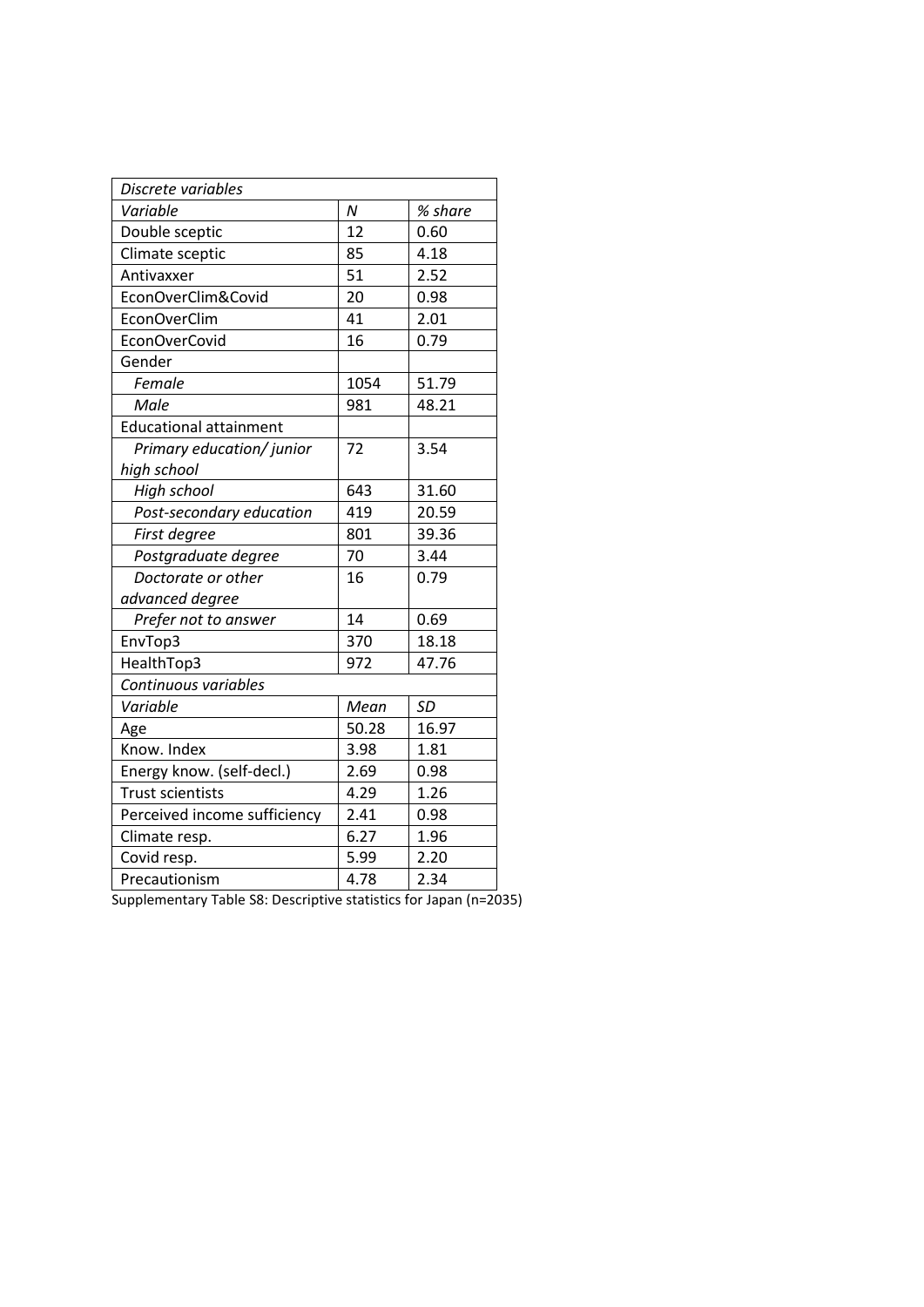| *Discrete variables* | | |
|---|---|---|
| *Variable* | *N* | *% share* |
| Double sceptic | 12 | 0.60 |
| Climate sceptic | 85 | 4.18 |
| Antivaxxer | 51 | 2.52 |
| EconOverClim&Covid | 20 | 0.98 |
| EconOverClim | 41 | 2.01 |
| EconOverCovid | 16 | 0.79 |
| Gender | | |
| *Female* | 1054 | 51.79 |
| *Male* | 981 | 48.21 |
| Educational attainment | | |
| *Primary education/ junior high school* | 72 | 3.54 |
| *High school* | 643 | 31.60 |
| *Post-secondary education* | 419 | 20.59 |
| *First degree* | 801 | 39.36 |
| *Postgraduate degree* | 70 | 3.44 |
| *Doctorate or other advanced degree* | 16 | 0.79 |
| *Prefer not to answer* | 14 | 0.69 |
| EnvTop3 | 370 | 18.18 |
| HealthTop3 | 972 | 47.76 |
| *Continuous variables* | | |
| *Variable* | *Mean* | *SD* |
| Age | 50.28 | 16.97 |
| Know. Index | 3.98 | 1.81 |
| Energy know. (self-decl.) | 2.69 | 0.98 |
| Trust scientists | 4.29 | 1.26 |
| Perceived income sufficiency | 2.41 | 0.98 |
| Climate resp. | 6.27 | 1.96 |
| Covid resp. | 5.99 | 2.20 |
| Precautionism | 4.78 | 2.34 |

Supplementary Table S8: Descriptive statistics for Japan (n=2035)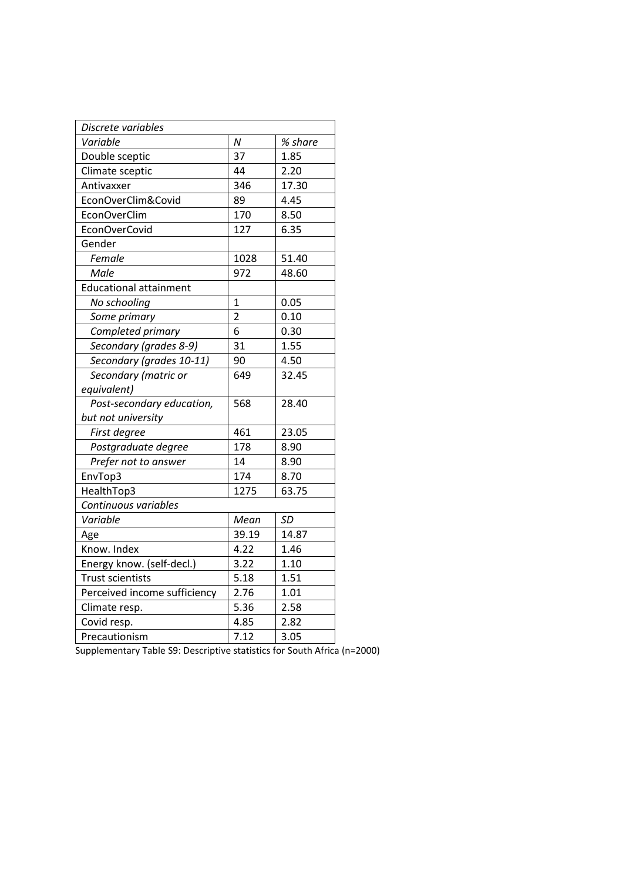| *Discrete variables* | | |
|---|---|---|
| *Variable* | *N* | *% share* |
| Double sceptic | 37 | 1.85 |
| Climate sceptic | 44 | 2.20 |
| Antivaxxer | 346 | 17.30 |
| EconOverClim&Covid | 89 | 4.45 |
| EconOverClim | 170 | 8.50 |
| EconOverCovid | 127 | 6.35 |
| Gender | | |
| *Female* | 1028 | 51.40 |
| *Male* | 972 | 48.60 |
| Educational attainment | | |
| *No schooling* | 1 | 0.05 |
| *Some primary* | 2 | 0.10 |
| *Completed primary* | 6 | 0.30 |
| *Secondary (grades 8-9)* | 31 | 1.55 |
| *Secondary (grades 10-11)* | 90 | 4.50 |
| *Secondary (matric or equivalent)* | 649 | 32.45 |
| *Post-secondary education, but not university* | 568 | 28.40 |
| *First degree* | 461 | 23.05 |
| *Postgraduate degree* | 178 | 8.90 |
| *Prefer not to answer* | 14 | 8.90 |
| EnvTop3 | 174 | 8.70 |
| HealthTop3 | 1275 | 63.75 |
| *Continuous variables* | | |
| *Variable* | *Mean* | *SD* |
| Age | 39.19 | 14.87 |
| Know. Index | 4.22 | 1.46 |
| Energy know. (self-decl.) | 3.22 | 1.10 |
| Trust scientists | 5.18 | 1.51 |
| Perceived income sufficiency | 2.76 | 1.01 |
| Climate resp. | 5.36 | 2.58 |
| Covid resp. | 4.85 | 2.82 |
| Precautionism | 7.12 | 3.05 |

Supplementary Table S9: Descriptive statistics for South Africa (n=2000)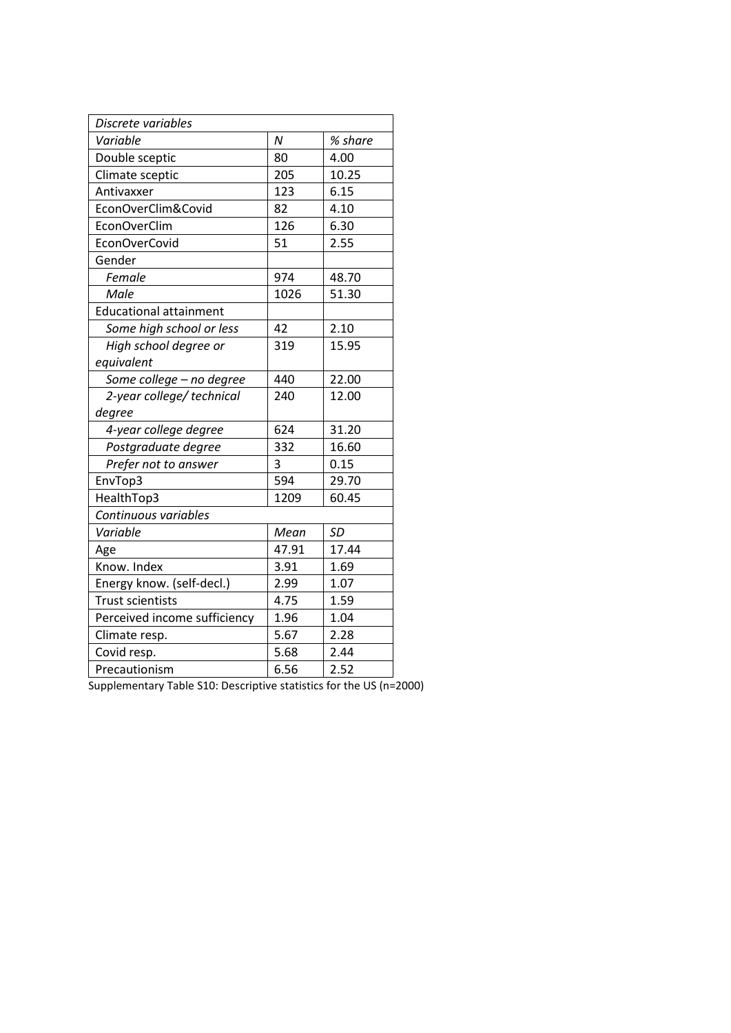| *Discrete variables* | | |
|---|---|---|
| *Variable* | *N* | *% share* |
| Double sceptic | 80 | 4.00 |
| Climate sceptic | 205 | 10.25 |
| Antivaxxer | 123 | 6.15 |
| EconOverClim&Covid | 82 | 4.10 |
| EconOverClim | 126 | 6.30 |
| EconOverCovid | 51 | 2.55 |
| Gender | | |
| *Female* | 974 | 48.70 |
| *Male* | 1026 | 51.30 |
| Educational attainment | | |
| *Some high school or less* | 42 | 2.10 |
| *High school degree or equivalent* | 319 | 15.95 |
| *Some college – no degree* | 440 | 22.00 |
| *2-year college/ technical degree* | 240 | 12.00 |
| *4-year college degree* | 624 | 31.20 |
| *Postgraduate degree* | 332 | 16.60 |
| *Prefer not to answer* | 3 | 0.15 |
| EnvTop3 | 594 | 29.70 |
| HealthTop3 | 1209 | 60.45 |
| *Continuous variables* | | |
| *Variable* | *Mean* | *SD* |
| Age | 47.91 | 17.44 |
| Know. Index | 3.91 | 1.69 |
| Energy know. (self-decl.) | 2.99 | 1.07 |
| Trust scientists | 4.75 | 1.59 |
| Perceived income sufficiency | 1.96 | 1.04 |
| Climate resp. | 5.67 | 2.28 |
| Covid resp. | 5.68 | 2.44 |
| Precautionism | 6.56 | 2.52 |

Supplementary Table S10: Descriptive statistics for the US (n=2000)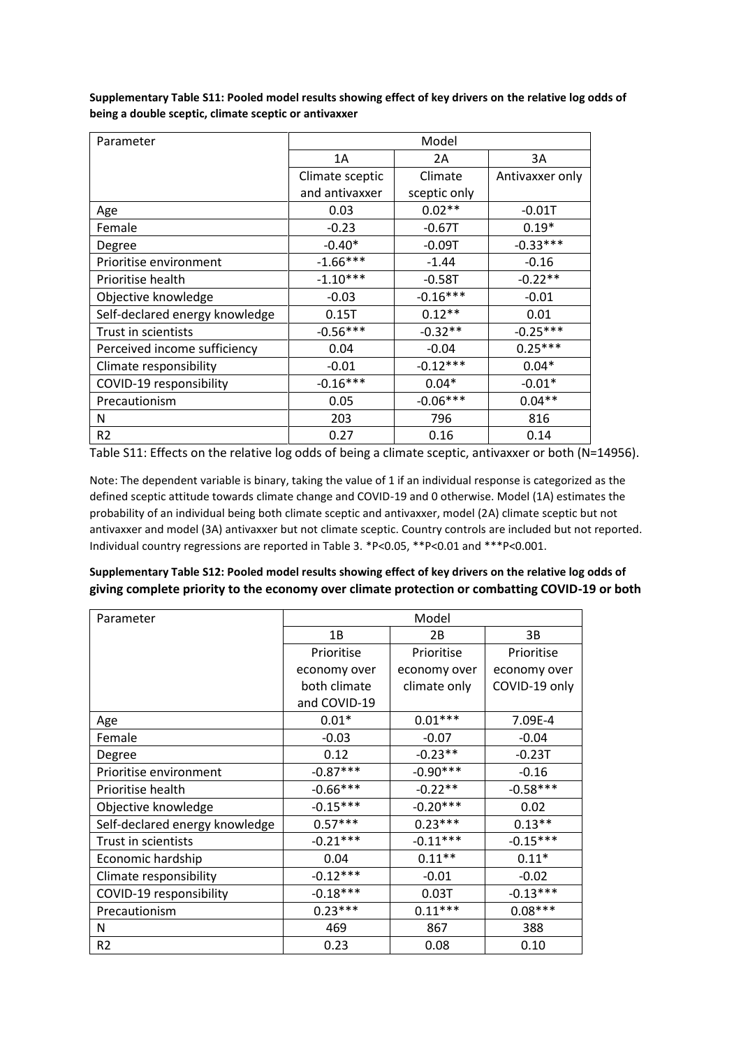**Supplementary Table S11: Pooled model results showing effect of key drivers on the relative log odds of being a double sceptic, climate sceptic or antivaxxer**

| Parameter | Model | | |
|---|---|---|---|
| | 1A | 2A | 3A |
| | Climate sceptic and antivaxxer | Climate sceptic only | Antivaxxer only |
| Age | 0.03 | 0.02** | -0.01T |
| Female | -0.23 | -0.67T | 0.19* |
| Degree | -0.40* | -0.09T | -0.33*** |
| Prioritise environment | -1.66*** | -1.44 | -0.16 |
| Prioritise health | -1.10*** | -0.58T | -0.22** |
| Objective knowledge | -0.03 | -0.16*** | -0.01 |
| Self-declared energy knowledge | 0.15T | 0.12** | 0.01 |
| Trust in scientists | -0.56*** | -0.32** | -0.25*** |
| Perceived income sufficiency | 0.04 | -0.04 | 0.25*** |
| Climate responsibility | -0.01 | -0.12*** | 0.04* |
| COVID-19 responsibility | -0.16*** | 0.04* | -0.01* |
| Precautionism | 0.05 | -0.06*** | 0.04** |
| N | 203 | 796 | 816 |
| R2 | 0.27 | 0.16 | 0.14 |

Table S11: Effects on the relative log odds of being a climate sceptic, antivaxxer or both (N=14956).

Note: The dependent variable is binary, taking the value of 1 if an individual response is categorized as the defined sceptic attitude towards climate change and COVID-19 and 0 otherwise. Model (1A) estimates the probability of an individual being both climate sceptic and antivaxxer, model (2A) climate sceptic but not antivaxxer and model (3A) antivaxxer but not climate sceptic. Country controls are included but not reported. Individual country regressions are reported in Table 3. *P<0.05, **P<0.01 and ***P<0.001.

**Supplementary Table S12: Pooled model results showing effect of key drivers on the relative log odds of giving complete priority to the economy over climate protection or combatting COVID-19 or both**

| Parameter | Model | | |
|---|---|---|---|
| | 1B | 2B | 3B |
| | Prioritise economy over both climate and COVID-19 | Prioritise economy over climate only | Prioritise economy over COVID-19 only |
| Age | 0.01* | 0.01*** | 7.09E-4 |
| Female | -0.03 | -0.07 | -0.04 |
| Degree | 0.12 | -0.23** | -0.23T |
| Prioritise environment | -0.87*** | -0.90*** | -0.16 |
| Prioritise health | -0.66*** | -0.22** | -0.58*** |
| Objective knowledge | -0.15*** | -0.20*** | 0.02 |
| Self-declared energy knowledge | 0.57*** | 0.23*** | 0.13** |
| Trust in scientists | -0.21*** | -0.11*** | -0.15*** |
| Economic hardship | 0.04 | 0.11** | 0.11* |
| Climate responsibility | -0.12*** | -0.01 | -0.02 |
| COVID-19 responsibility | -0.18*** | 0.03T | -0.13*** |
| Precautionism | 0.23*** | 0.11*** | 0.08*** |
| N | 469 | 867 | 388 |
| R2 | 0.23 | 0.08 | 0.10 |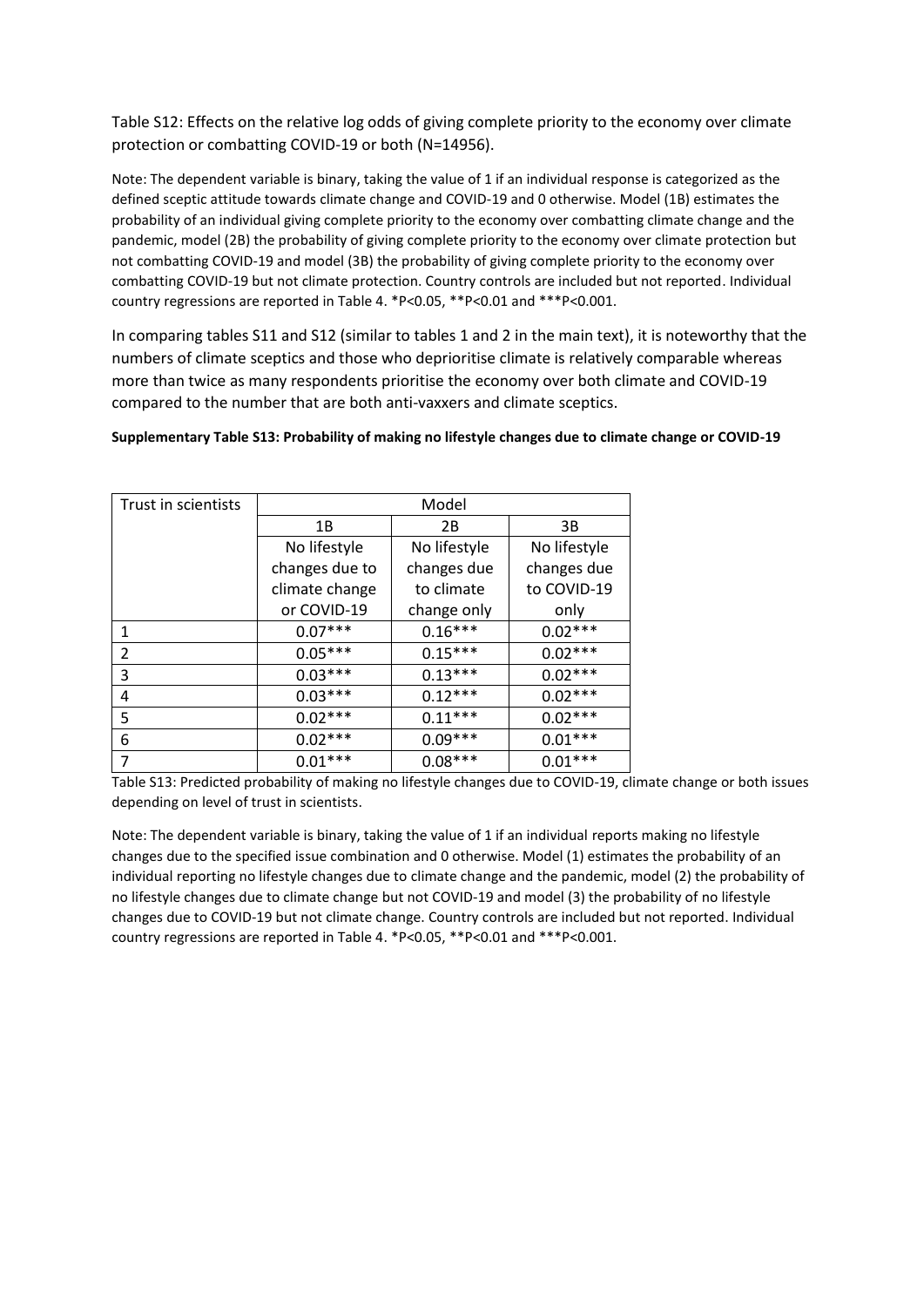Table S12: Effects on the relative log odds of giving complete priority to the economy over climate protection or combatting COVID-19 or both (N=14956).

Note: The dependent variable is binary, taking the value of 1 if an individual response is categorized as the defined sceptic attitude towards climate change and COVID-19 and 0 otherwise. Model (1B) estimates the probability of an individual giving complete priority to the economy over combatting climate change and the pandemic, model (2B) the probability of giving complete priority to the economy over climate protection but not combatting COVID-19 and model (3B) the probability of giving complete priority to the economy over combatting COVID-19 but not climate protection. Country controls are included but not reported. Individual country regressions are reported in Table 4. *P<0.05, **P<0.01 and ***P<0.001.

In comparing tables S11 and S12 (similar to tables 1 and 2 in the main text), it is noteworthy that the numbers of climate sceptics and those who deprioritise climate is relatively comparable whereas more than twice as many respondents prioritise the economy over both climate and COVID-19 compared to the number that are both anti-vaxxers and climate sceptics.

**Supplementary Table S13: Probability of making no lifestyle changes due to climate change or COVID-19**

| Trust in scientists | Model | | |
|---|---|---|---|
| | 1B | 2B | 3B |
| | No lifestyle changes due to climate change or COVID-19 | No lifestyle changes due to climate change only | No lifestyle changes due to COVID-19 only |
| 1 | 0.07*** | 0.16*** | 0.02*** |
| 2 | 0.05*** | 0.15*** | 0.02*** |
| 3 | 0.03*** | 0.13*** | 0.02*** |
| 4 | 0.03*** | 0.12*** | 0.02*** |
| 5 | 0.02*** | 0.11*** | 0.02*** |
| 6 | 0.02*** | 0.09*** | 0.01*** |
| 7 | 0.01*** | 0.08*** | 0.01*** |

Table S13: Predicted probability of making no lifestyle changes due to COVID-19, climate change or both issues depending on level of trust in scientists.

Note: The dependent variable is binary, taking the value of 1 if an individual reports making no lifestyle changes due to the specified issue combination and 0 otherwise. Model (1) estimates the probability of an individual reporting no lifestyle changes due to climate change and the pandemic, model (2) the probability of no lifestyle changes due to climate change but not COVID-19 and model (3) the probability of no lifestyle changes due to COVID-19 but not climate change. Country controls are included but not reported. Individual country regressions are reported in Table 4. *P<0.05, **P<0.01 and ***P<0.001.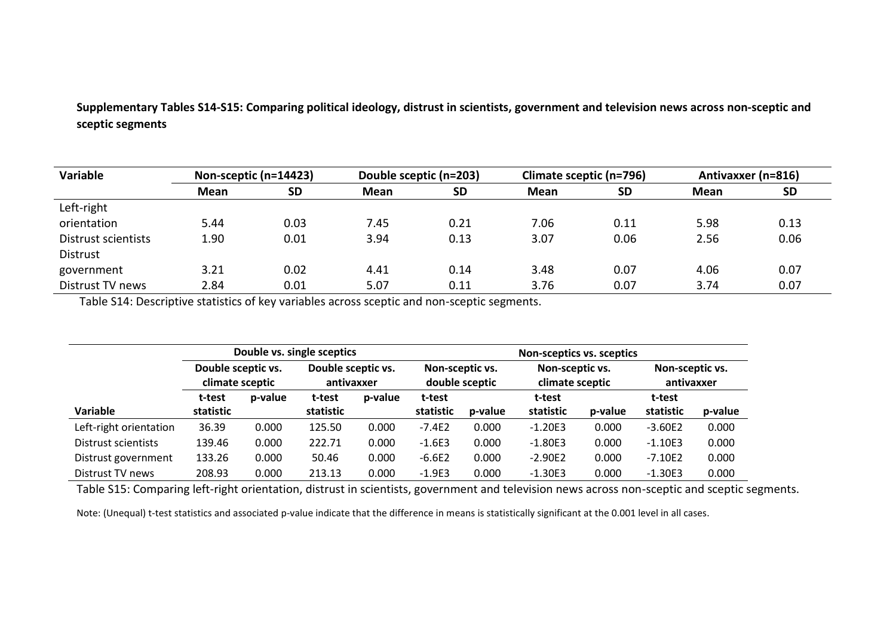**Supplementary Tables S14-S15: Comparing political ideology, distrust in scientists, government and television news across non-sceptic and sceptic segments**

| Variable | Non-sceptic (n=14423) | | Double sceptic (n=203) | | Climate sceptic (n=796) | | Antivaxxer (n=816) | |
|---|---|---|---|---|---|---|---|---|
| | Mean | SD | Mean | SD | Mean | SD | Mean | SD |
| Left-right orientation | 5.44 | 0.03 | 7.45 | 0.21 | 7.06 | 0.11 | 5.98 | 0.13 |
| Distrust scientists | 1.90 | 0.01 | 3.94 | 0.13 | 3.07 | 0.06 | 2.56 | 0.06 |
| Distrust government | 3.21 | 0.02 | 4.41 | 0.14 | 3.48 | 0.07 | 4.06 | 0.07 |
| Distrust TV news | 2.84 | 0.01 | 5.07 | 0.11 | 3.76 | 0.07 | 3.74 | 0.07 |

Table S14: Descriptive statistics of key variables across sceptic and non-sceptic segments.

| | Double vs. single sceptics | | | | Non-sceptics vs. sceptics | | | | | |
|---|---|---|---|---|---|---|---|---|---|---|
| | Double sceptic vs. climate sceptic | | Double sceptic vs. antivaxxer | | Non-sceptic vs. double sceptic | | Non-sceptic vs. climate sceptic | | Non-sceptic vs. antivaxxer | |
| Variable | t-test statistic | p-value | t-test statistic | p-value | t-test statistic | p-value | t-test statistic | p-value | t-test statistic | p-value |
| Left-right orientation | 36.39 | 0.000 | 125.50 | 0.000 | -7.4E2 | 0.000 | -1.20E3 | 0.000 | -3.60E2 | 0.000 |
| Distrust scientists | 139.46 | 0.000 | 222.71 | 0.000 | -1.6E3 | 0.000 | -1.80E3 | 0.000 | -1.10E3 | 0.000 |
| Distrust government | 133.26 | 0.000 | 50.46 | 0.000 | -6.6E2 | 0.000 | -2.90E2 | 0.000 | -7.10E2 | 0.000 |
| Distrust TV news | 208.93 | 0.000 | 213.13 | 0.000 | -1.9E3 | 0.000 | -1.30E3 | 0.000 | -1.30E3 | 0.000 |

Table S15: Comparing left-right orientation, distrust in scientists, government and television news across non-sceptic and sceptic segments.

Note: (Unequal) t-test statistics and associated p-value indicate that the difference in means is statistically significant at the 0.001 level in all cases.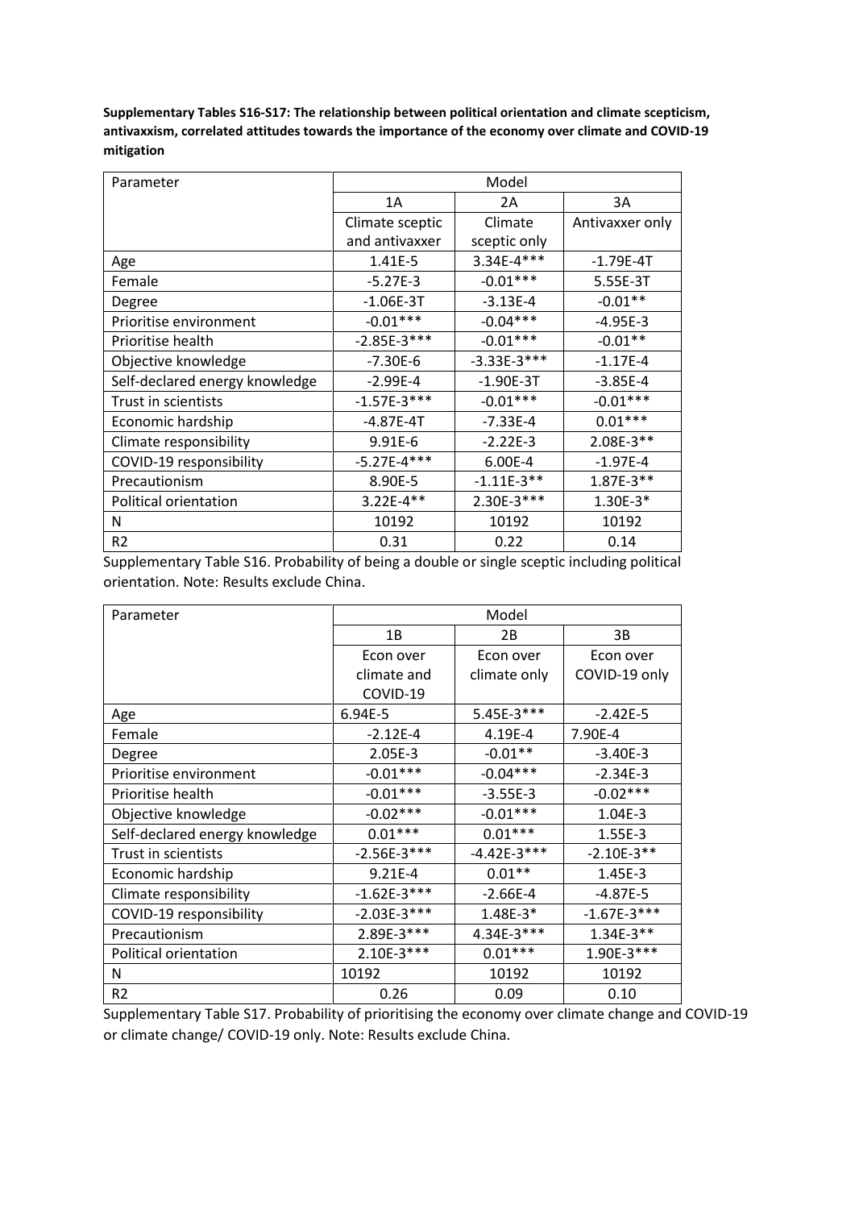**Supplementary Tables S16-S17: The relationship between political orientation and climate scepticism, antivaxxism, correlated attitudes towards the importance of the economy over climate and COVID-19 mitigation**

| Parameter | Model | | |
|---|---|---|---|
| | 1A | 2A | 3A |
| | Climate sceptic and antivaxxer | Climate sceptic only | Antivaxxer only |
| Age | 1.41E-5 | 3.34E-4*** | -1.79E-4T |
| Female | -5.27E-3 | -0.01*** | 5.55E-3T |
| Degree | -1.06E-3T | -3.13E-4 | -0.01** |
| Prioritise environment | -0.01*** | -0.04*** | -4.95E-3 |
| Prioritise health | -2.85E-3*** | -0.01*** | -0.01** |
| Objective knowledge | -7.30E-6 | -3.33E-3*** | -1.17E-4 |
| Self-declared energy knowledge | -2.99E-4 | -1.90E-3T | -3.85E-4 |
| Trust in scientists | -1.57E-3*** | -0.01*** | -0.01*** |
| Economic hardship | -4.87E-4T | -7.33E-4 | 0.01*** |
| Climate responsibility | 9.91E-6 | -2.22E-3 | 2.08E-3** |
| COVID-19 responsibility | -5.27E-4*** | 6.00E-4 | -1.97E-4 |
| Precautionism | 8.90E-5 | -1.11E-3** | 1.87E-3** |
| Political orientation | 3.22E-4** | 2.30E-3*** | 1.30E-3* |
| N | 10192 | 10192 | 10192 |
| R2 | 0.31 | 0.22 | 0.14 |

Supplementary Table S16. Probability of being a double or single sceptic including political orientation. Note: Results exclude China.

| Parameter | Model | | |
|---|---|---|---|
| | 1B | 2B | 3B |
| | Econ over climate and COVID-19 | Econ over climate only | Econ over COVID-19 only |
| Age | 6.94E-5 | 5.45E-3*** | -2.42E-5 |
| Female | -2.12E-4 | 4.19E-4 | 7.90E-4 |
| Degree | 2.05E-3 | -0.01** | -3.40E-3 |
| Prioritise environment | -0.01*** | -0.04*** | -2.34E-3 |
| Prioritise health | -0.01*** | -3.55E-3 | -0.02*** |
| Objective knowledge | -0.02*** | -0.01*** | 1.04E-3 |
| Self-declared energy knowledge | 0.01*** | 0.01*** | 1.55E-3 |
| Trust in scientists | -2.56E-3*** | -4.42E-3*** | -2.10E-3** |
| Economic hardship | 9.21E-4 | 0.01** | 1.45E-3 |
| Climate responsibility | -1.62E-3*** | -2.66E-4 | -4.87E-5 |
| COVID-19 responsibility | -2.03E-3*** | 1.48E-3* | -1.67E-3*** |
| Precautionism | 2.89E-3*** | 4.34E-3*** | 1.34E-3** |
| Political orientation | 2.10E-3*** | 0.01*** | 1.90E-3*** |
| N | 10192 | 10192 | 10192 |
| R2 | 0.26 | 0.09 | 0.10 |

Supplementary Table S17. Probability of prioritising the economy over climate change and COVID-19 or climate change/ COVID-19 only. Note: Results exclude China.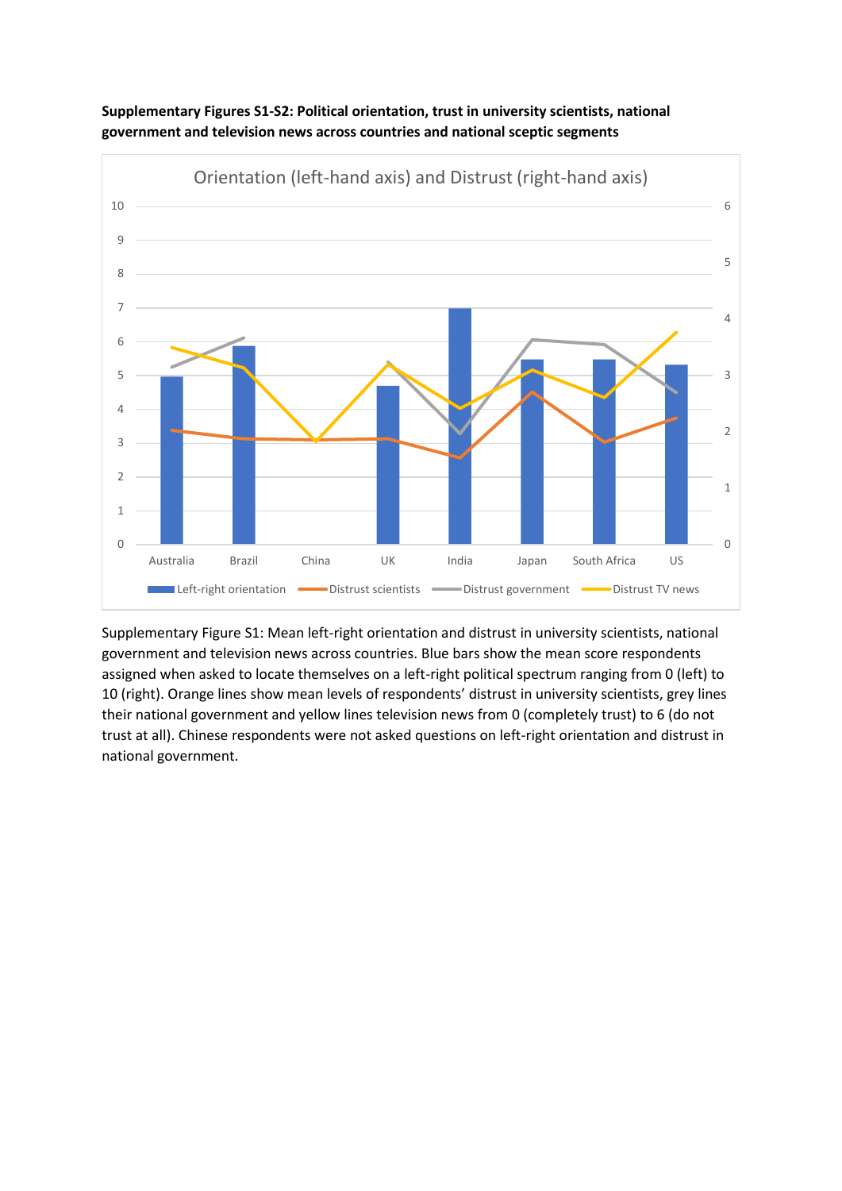**Supplementary Figures S1-S2: Political orientation, trust in university scientists, national government and television news across countries and national sceptic segments**

Supplementary Figure S1: Mean left-right orientation and distrust in university scientists, national government and television news across countries. Blue bars show the mean score respondents assigned when asked to locate themselves on a left-right political spectrum ranging from 0 (left) to 10 (right). Orange lines show mean levels of respondents' distrust in university scientists, grey lines their national government and yellow lines television news from 0 (completely trust) to 6 (do not trust at all). Chinese respondents were not asked questions on left-right orientation and distrust in national government.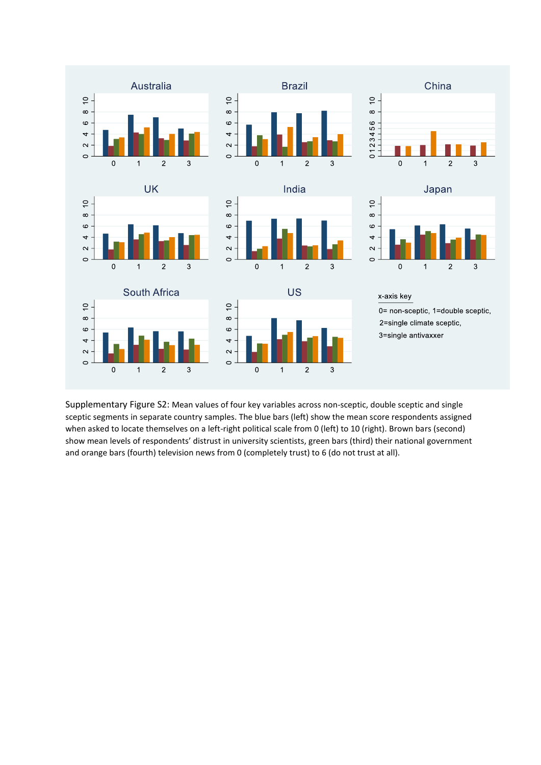Supplementary Figure S2: Mean values of four key variables across non-sceptic, double sceptic and single sceptic segments in separate country samples. The blue bars (left) show the mean score respondents assigned when asked to locate themselves on a left-right political scale from 0 (left) to 10 (right). Brown bars (second) show mean levels of respondents' distrust in university scientists, green bars (third) their national government and orange bars (fourth) television news from 0 (completely trust) to 6 (do not trust at all).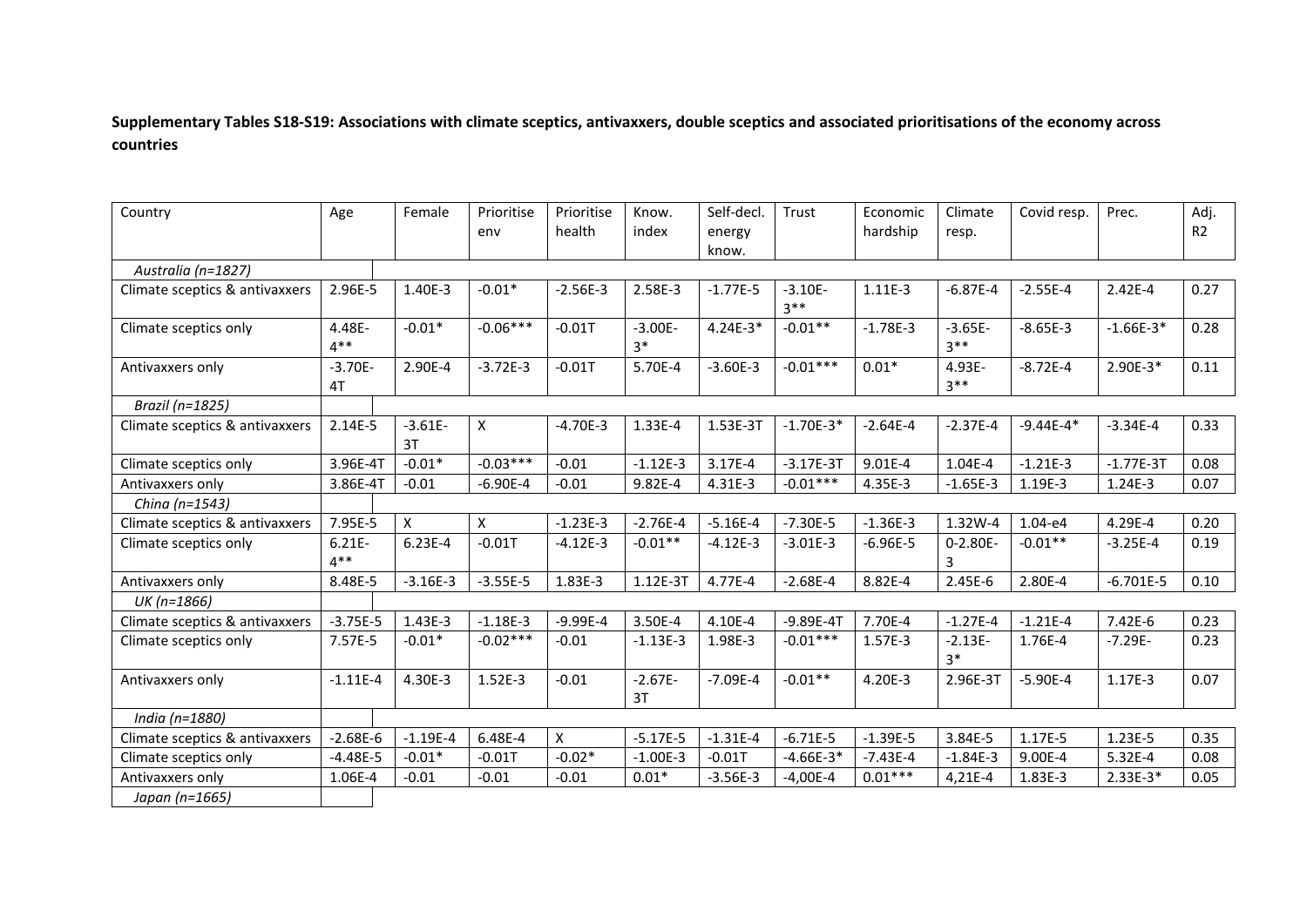**Supplementary Tables S18-S19: Associations with climate sceptics, antivaxxers, double sceptics and associated prioritisations of the economy across countries**

| Country | Age | Female | Prioritise env | Prioritise health | Know. index | Self-decl. energy know. | Trust | Economic hardship | Climate resp. | Covid resp. | Prec. | Adj. R2 |
|---|---|---|---|---|---|---|---|---|---|---|---|---|
| *Australia (n=1827)* | | | | | | | | | | | | |
| Climate sceptics & antivaxxers | 2.96E-5 | 1.40E-3 | -0.01* | -2.56E-3 | 2.58E-3 | -1.77E-5 | -3.10E-3** | 1.11E-3 | -6.87E-4 | -2.55E-4 | 2.42E-4 | 0.27 |
| Climate sceptics only | 4.48E-4** | -0.01* | -0.06*** | -0.01T | -3.00E-3* | 4.24E-3* | -0.01** | -1.78E-3 | -3.65E-3** | -8.65E-3 | -1.66E-3* | 0.28 |
| Antivaxxers only | -3.70E-4T | 2.90E-4 | -3.72E-3 | -0.01T | 5.70E-4 | -3.60E-3 | -0.01*** | 0.01* | 4.93E-3** | -8.72E-4 | 2.90E-3* | 0.11 |
| *Brazil (n=1825)* | | | | | | | | | | | | |
| Climate sceptics & antivaxxers | 2.14E-5 | -3.61E-3T | X | -4.70E-3 | 1.33E-4 | 1.53E-3T | -1.70E-3* | -2.64E-4 | -2.37E-4 | -9.44E-4* | -3.34E-4 | 0.33 |
| Climate sceptics only | 3.96E-4T | -0.01* | -0.03*** | -0.01 | -1.12E-3 | 3.17E-4 | -3.17E-3T | 9.01E-4 | 1.04E-4 | -1.21E-3 | -1.77E-3T | 0.08 |
| Antivaxxers only | 3.86E-4T | -0.01 | -6.90E-4 | -0.01 | 9.82E-4 | 4.31E-3 | -0.01*** | 4.35E-3 | -1.65E-3 | 1.19E-3 | 1.24E-3 | 0.07 |
| *China (n=1543)* | | | | | | | | | | | | |
| Climate sceptics & antivaxxers | 7.95E-5 | X | X | -1.23E-3 | -2.76E-4 | -5.16E-4 | -7.30E-5 | -1.36E-3 | 1.32W-4 | 1.04-e4 | 4.29E-4 | 0.20 |
| Climate sceptics only | 6.21E-4** | 6.23E-4 | -0.01T | -4.12E-3 | -0.01** | -4.12E-3 | -3.01E-3 | -6.96E-5 | 0-2.80E-3 | -0.01** | -3.25E-4 | 0.19 |
| Antivaxxers only | 8.48E-5 | -3.16E-3 | -3.55E-5 | 1.83E-3 | 1.12E-3T | 4.77E-4 | -2.68E-4 | 8.82E-4 | 2.45E-6 | 2.80E-4 | -6.701E-5 | 0.10 |
| *UK (n=1866)* | | | | | | | | | | | | |
| Climate sceptics & antivaxxers | -3.75E-5 | 1.43E-3 | -1.18E-3 | -9.99E-4 | 3.50E-4 | 4.10E-4 | -9.89E-4T | 7.70E-4 | -1.27E-4 | -1.21E-4 | 7.42E-6 | 0.23 |
| Climate sceptics only | 7.57E-5 | -0.01* | -0.02*** | -0.01 | -1.13E-3 | 1.98E-3 | -0.01*** | 1.57E-3 | -2.13E-3* | 1.76E-4 | -7.29E- | 0.23 |
| Antivaxxers only | -1.11E-4 | 4.30E-3 | 1.52E-3 | -0.01 | -2.67E-3T | -7.09E-4 | -0.01** | 4.20E-3 | 2.96E-3T | -5.90E-4 | 1.17E-3 | 0.07 |
| *India (n=1880)* | | | | | | | | | | | | |
| Climate sceptics & antivaxxers | -2.68E-6 | -1.19E-4 | 6.48E-4 | X | -5.17E-5 | -1.31E-4 | -6.71E-5 | -1.39E-5 | 3.84E-5 | 1.17E-5 | 1.23E-5 | 0.35 |
| Climate sceptics only | -4.48E-5 | -0.01* | -0.01T | -0.02* | -1.00E-3 | -0.01T | -4.66E-3* | -7.43E-4 | -1.84E-3 | 9.00E-4 | 5.32E-4 | 0.08 |
| Antivaxxers only | 1.06E-4 | -0.01 | -0.01 | -0.01 | 0.01* | -3.56E-3 | -4,00E-4 | 0.01*** | 4,21E-4 | 1.83E-3 | 2.33E-3* | 0.05 |
| *Japan (n=1665)* | | | | | | | | | | | | |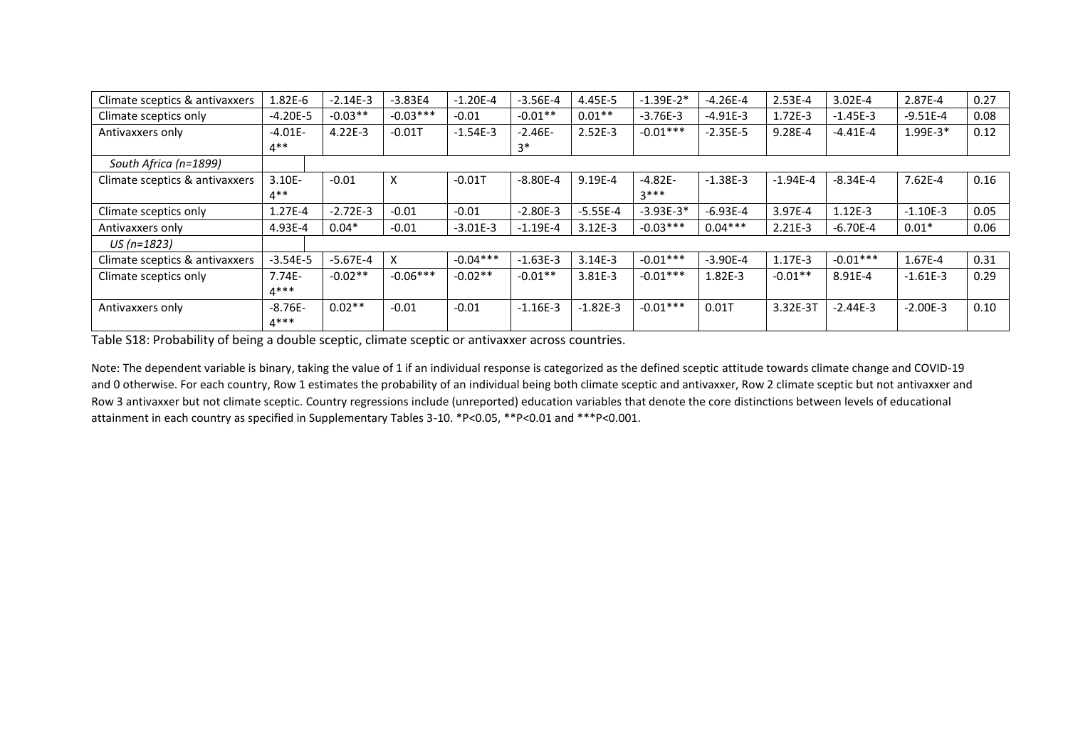| | | | | | | | | | | | | |
|---|---|---|---|---|---|---|---|---|---|---|---|---|
| Climate sceptics & antivaxxers | 1.82E-6 | -2.14E-3 | -3.83E4 | -1.20E-4 | -3.56E-4 | 4.45E-5 | -1.39E-2* | -4.26E-4 | 2.53E-4 | 3.02E-4 | 2.87E-4 | 0.27 |
| Climate sceptics only | -4.20E-5 | -0.03** | -0.03*** | -0.01 | -0.01** | 0.01** | -3.76E-3 | -4.91E-3 | 1.72E-3 | -1.45E-3 | -9.51E-4 | 0.08 |
| Antivaxxers only | -4.01E-4** | 4.22E-3 | -0.01T | -1.54E-3 | -2.46E-3* | 2.52E-3 | -0.01*** | -2.35E-5 | 9.28E-4 | -4.41E-4 | 1.99E-3* | 0.12 |
| *South Africa (n=1899)* | | | | | | | | | | | | |
| Climate sceptics & antivaxxers | 3.10E-4** | -0.01 | X | -0.01T | -8.80E-4 | 9.19E-4 | -4.82E-3*** | -1.38E-3 | -1.94E-4 | -8.34E-4 | 7.62E-4 | 0.16 |
| Climate sceptics only | 1.27E-4 | -2.72E-3 | -0.01 | -0.01 | -2.80E-3 | -5.55E-4 | -3.93E-3* | -6.93E-4 | 3.97E-4 | 1.12E-3 | -1.10E-3 | 0.05 |
| Antivaxxers only | 4.93E-4 | 0.04* | -0.01 | -3.01E-3 | -1.19E-4 | 3.12E-3 | -0.03*** | 0.04*** | 2.21E-3 | -6.70E-4 | 0.01* | 0.06 |
| *US (n=1823)* | | | | | | | | | | | | |
| Climate sceptics & antivaxxers | -3.54E-5 | -5.67E-4 | X | -0.04*** | -1.63E-3 | 3.14E-3 | -0.01*** | -3.90E-4 | 1.17E-3 | -0.01*** | 1.67E-4 | 0.31 |
| Climate sceptics only | 7.74E-4*** | -0.02** | -0.06*** | -0.02** | -0.01** | 3.81E-3 | -0.01*** | 1.82E-3 | -0.01** | 8.91E-4 | -1.61E-3 | 0.29 |
| Antivaxxers only | -8.76E-4*** | 0.02** | -0.01 | -0.01 | -1.16E-3 | -1.82E-3 | -0.01*** | 0.01T | 3.32E-3T | -2.44E-3 | -2.00E-3 | 0.10 |

Table S18: Probability of being a double sceptic, climate sceptic or antivaxxer across countries.

Note: The dependent variable is binary, taking the value of 1 if an individual response is categorized as the defined sceptic attitude towards climate change and COVID-19 and 0 otherwise. For each country, Row 1 estimates the probability of an individual being both climate sceptic and antivaxxer, Row 2 climate sceptic but not antivaxxer and Row 3 antivaxxer but not climate sceptic. Country regressions include (unreported) education variables that denote the core distinctions between levels of educational attainment in each country as specified in Supplementary Tables 3-10. *P<0.05, **P<0.01 and ***P<0.001.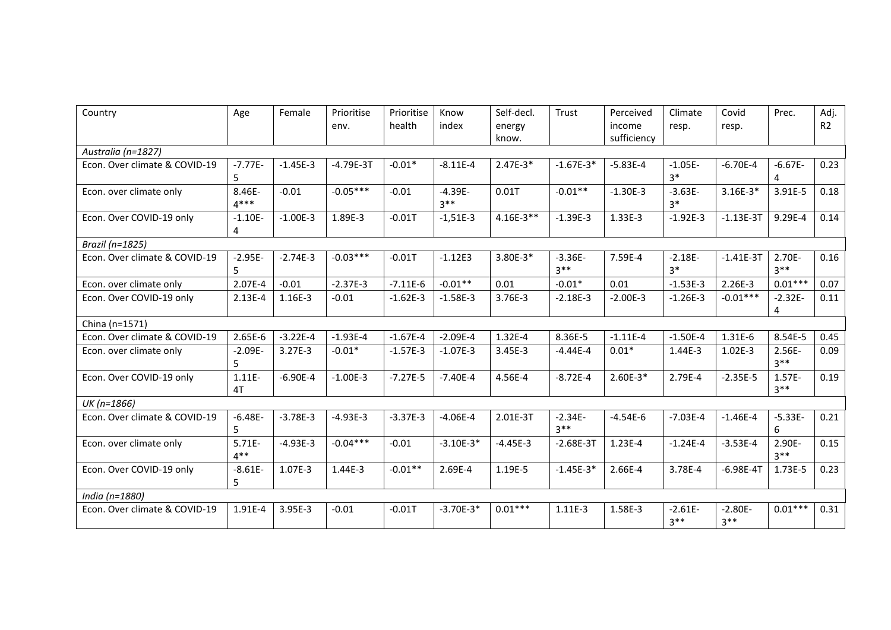| Country | Age | Female | Prioritise env. | Prioritise health | Know index | Self-decl. energy know. | Trust | Perceived income sufficiency | Climate resp. | Covid resp. | Prec. | Adj. R2 |
|---|---|---|---|---|---|---|---|---|---|---|---|---|
| *Australia (n=1827)* | | | | | | | | | | | | |
| Econ. Over climate & COVID-19 | -7.77E-5 | -1.45E-3 | -4.79E-3T | -0.01* | -8.11E-4 | 2.47E-3* | -1.67E-3* | -5.83E-4 | -1.05E-3* | -6.70E-4 | -6.67E-4 | 0.23 |
| Econ. over climate only | 8.46E-4*** | -0.01 | -0.05*** | -0.01 | -4.39E-3** | 0.01T | -0.01** | -1.30E-3 | -3.63E-3* | 3.16E-3* | 3.91E-5 | 0.18 |
| Econ. Over COVID-19 only | -1.10E-4 | -1.00E-3 | 1.89E-3 | -0.01T | -1,51E-3 | 4.16E-3** | -1.39E-3 | 1.33E-3 | -1.92E-3 | -1.13E-3T | 9.29E-4 | 0.14 |
| *Brazil (n=1825)* | | | | | | | | | | | | |
| Econ. Over climate & COVID-19 | -2.95E-5 | -2.74E-3 | -0.03*** | -0.01T | -1.12E3 | 3.80E-3* | -3.36E-3** | 7.59E-4 | -2.18E-3* | -1.41E-3T | 2.70E-3** | 0.16 |
| Econ. over climate only | 2.07E-4 | -0.01 | -2.37E-3 | -7.11E-6 | -0.01** | 0.01 | -0.01* | 0.01 | -1.53E-3 | 2.26E-3 | 0.01*** | 0.07 |
| Econ. Over COVID-19 only | 2.13E-4 | 1.16E-3 | -0.01 | -1.62E-3 | -1.58E-3 | 3.76E-3 | -2.18E-3 | -2.00E-3 | -1.26E-3 | -0.01*** | -2.32E-4 | 0.11 |
| China (n=1571) | | | | | | | | | | | | |
| Econ. Over climate & COVID-19 | 2.65E-6 | -3.22E-4 | -1.93E-4 | -1.67E-4 | -2.09E-4 | 1.32E-4 | 8.36E-5 | -1.11E-4 | -1.50E-4 | 1.31E-6 | 8.54E-5 | 0.45 |
| Econ. over climate only | -2.09E-5 | 3.27E-3 | -0.01* | -1.57E-3 | -1.07E-3 | 3.45E-3 | -4.44E-4 | 0.01* | 1.44E-3 | 1.02E-3 | 2.56E-3** | 0.09 |
| Econ. Over COVID-19 only | 1.11E-4T | -6.90E-4 | -1.00E-3 | -7.27E-5 | -7.40E-4 | 4.56E-4 | -8.72E-4 | 2.60E-3* | 2.79E-4 | -2.35E-5 | 1.57E-3** | 0.19 |
| *UK (n=1866)* | | | | | | | | | | | | |
| Econ. Over climate & COVID-19 | -6.48E-5 | -3.78E-3 | -4.93E-3 | -3.37E-3 | -4.06E-4 | 2.01E-3T | -2.34E-3** | -4.54E-6 | -7.03E-4 | -1.46E-4 | -5.33E-6 | 0.21 |
| Econ. over climate only | 5.71E-4** | -4.93E-3 | -0.04*** | -0.01 | -3.10E-3* | -4.45E-3 | -2.68E-3T | 1.23E-4 | -1.24E-4 | -3.53E-4 | 2.90E-3** | 0.15 |
| Econ. Over COVID-19 only | -8.61E-5 | 1.07E-3 | 1.44E-3 | -0.01** | 2.69E-4 | 1.19E-5 | -1.45E-3* | 2.66E-4 | 3.78E-4 | -6.98E-4T | 1.73E-5 | 0.23 |
| *India (n=1880)* | | | | | | | | | | | | |
| Econ. Over climate & COVID-19 | 1.91E-4 | 3.95E-3 | -0.01 | -0.01T | -3.70E-3* | 0.01*** | 1.11E-3 | 1.58E-3 | -2.61E-3** | -2.80E-3** | 0.01*** | 0.31 |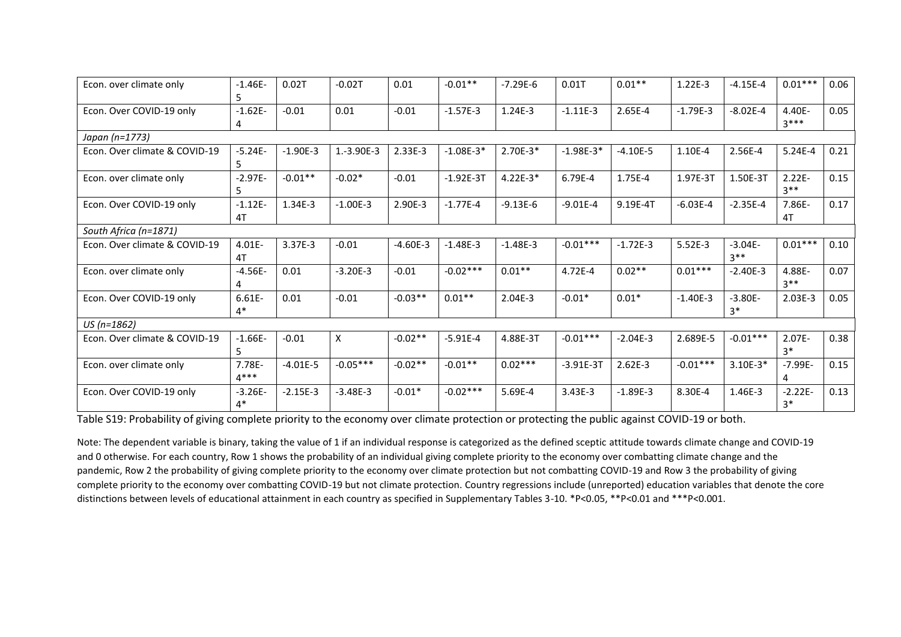| | | | | | | | | | | | | |
|---|---|---|---|---|---|---|---|---|---|---|---|---|
| Econ. over climate only | -1.46E-5 | 0.02T | -0.02T | 0.01 | -0.01** | -7.29E-6 | 0.01T | 0.01** | 1.22E-3 | -4.15E-4 | 0.01*** | 0.06 |
| Econ. Over COVID-19 only | -1.62E-4 | -0.01 | 0.01 | -0.01 | -1.57E-3 | 1.24E-3 | -1.11E-3 | 2.65E-4 | -1.79E-3 | -8.02E-4 | 4.40E-3*** | 0.05 |
| *Japan (n=1773)* | | | | | | | | | | | | |
| Econ. Over climate & COVID-19 | -5.24E-5 | -1.90E-3 | 1.-3.90E-3 | 2.33E-3 | -1.08E-3* | 2.70E-3* | -1.98E-3* | -4.10E-5 | 1.10E-4 | 2.56E-4 | 5.24E-4 | 0.21 |
| Econ. over climate only | -2.97E-5 | -0.01** | -0.02* | -0.01 | -1.92E-3T | 4.22E-3* | 6.79E-4 | 1.75E-4 | 1.97E-3T | 1.50E-3T | 2.22E-3** | 0.15 |
| Econ. Over COVID-19 only | -1.12E-4T | 1.34E-3 | -1.00E-3 | 2.90E-3 | -1.77E-4 | -9.13E-6 | -9.01E-4 | 9.19E-4T | -6.03E-4 | -2.35E-4 | 7.86E-4T | 0.17 |
| *South Africa (n=1871)* | | | | | | | | | | | | |
| Econ. Over climate & COVID-19 | 4.01E-4T | 3.37E-3 | -0.01 | -4.60E-3 | -1.48E-3 | -1.48E-3 | -0.01*** | -1.72E-3 | 5.52E-3 | -3.04E-3** | 0.01*** | 0.10 |
| Econ. over climate only | -4.56E-4 | 0.01 | -3.20E-3 | -0.01 | -0.02*** | 0.01** | 4.72E-4 | 0.02** | 0.01*** | -2.40E-3 | 4.88E-3** | 0.07 |
| Econ. Over COVID-19 only | 6.61E-4* | 0.01 | -0.01 | -0.03** | 0.01** | 2.04E-3 | -0.01* | 0.01* | -1.40E-3 | -3.80E-3* | 2.03E-3 | 0.05 |
| *US (n=1862)* | | | | | | | | | | | | |
| Econ. Over climate & COVID-19 | -1.66E-5 | -0.01 | X | -0.02** | -5.91E-4 | 4.88E-3T | -0.01*** | -2.04E-3 | 2.689E-5 | -0.01*** | 2.07E-3* | 0.38 |
| Econ. over climate only | 7.78E-4*** | -4.01E-5 | -0.05*** | -0.02** | -0.01** | 0.02*** | -3.91E-3T | 2.62E-3 | -0.01*** | 3.10E-3* | -7.99E-4 | 0.15 |
| Econ. Over COVID-19 only | -3.26E-4* | -2.15E-3 | -3.48E-3 | -0.01* | -0.02*** | 5.69E-4 | 3.43E-3 | -1.89E-3 | 8.30E-4 | 1.46E-3 | -2.22E-3* | 0.13 |

Table S19: Probability of giving complete priority to the economy over climate protection or protecting the public against COVID-19 or both.

Note: The dependent variable is binary, taking the value of 1 if an individual response is categorized as the defined sceptic attitude towards climate change and COVID-19 and 0 otherwise. For each country, Row 1 shows the probability of an individual giving complete priority to the economy over combatting climate change and the pandemic, Row 2 the probability of giving complete priority to the economy over climate protection but not combatting COVID-19 and Row 3 the probability of giving complete priority to the economy over combatting COVID-19 but not climate protection. Country regressions include (unreported) education variables that denote the core distinctions between levels of educational attainment in each country as specified in Supplementary Tables 3-10. *P<0.05, **P<0.01 and ***P<0.001.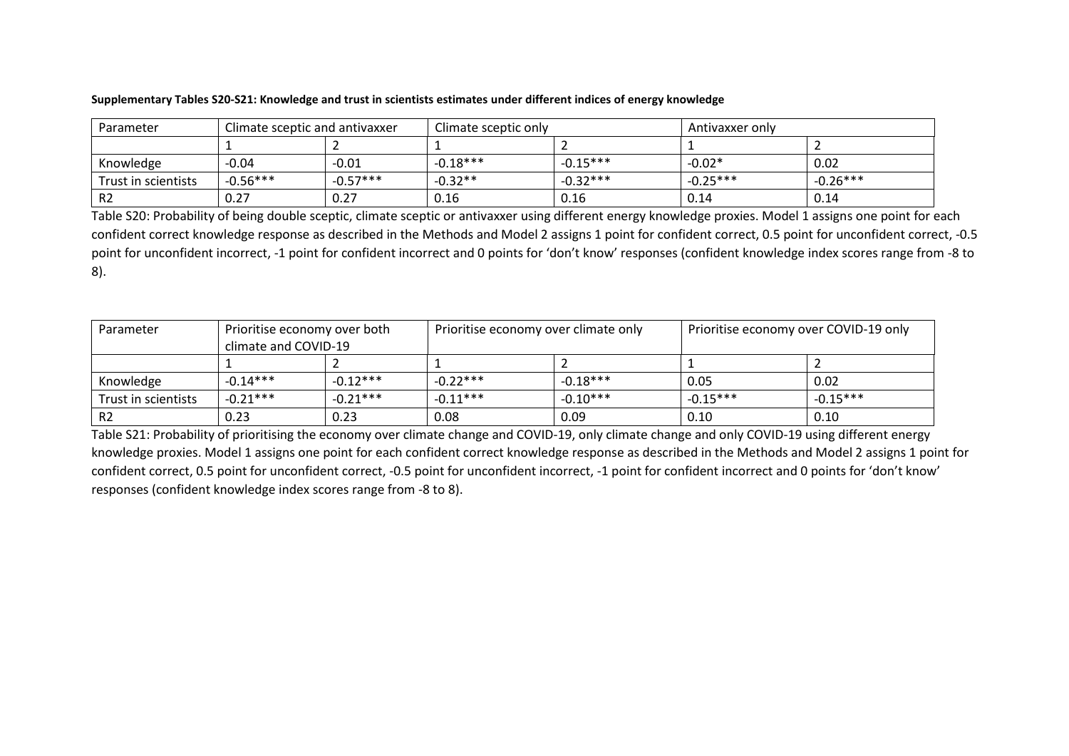**Supplementary Tables S20-S21: Knowledge and trust in scientists estimates under different indices of energy knowledge**

| Parameter | Climate sceptic and antivaxxer | | Climate sceptic only | | Antivaxxer only | |
|---|---|---|---|---|---|---|
| | 1 | 2 | 1 | 2 | 1 | 2 |
| Knowledge | -0.04 | -0.01 | -0.18*** | -0.15*** | -0.02* | 0.02 |
| Trust in scientists | -0.56*** | -0.57*** | -0.32** | -0.32*** | -0.25*** | -0.26*** |
| R2 | 0.27 | 0.27 | 0.16 | 0.16 | 0.14 | 0.14 |

Table S20: Probability of being double sceptic, climate sceptic or antivaxxer using different energy knowledge proxies. Model 1 assigns one point for each confident correct knowledge response as described in the Methods and Model 2 assigns 1 point for confident correct, 0.5 point for unconfident correct, -0.5 point for unconfident incorrect, -1 point for confident incorrect and 0 points for 'don't know' responses (confident knowledge index scores range from -8 to 8).

| Parameter | Prioritise economy over both climate and COVID-19 | | Prioritise economy over climate only | | Prioritise economy over COVID-19 only | |
|---|---|---|---|---|---|---|
| | 1 | 2 | 1 | 2 | 1 | 2 |
| Knowledge | -0.14*** | -0.12*** | -0.22*** | -0.18*** | 0.05 | 0.02 |
| Trust in scientists | -0.21*** | -0.21*** | -0.11*** | -0.10*** | -0.15*** | -0.15*** |
| R2 | 0.23 | 0.23 | 0.08 | 0.09 | 0.10 | 0.10 |

Table S21: Probability of prioritising the economy over climate change and COVID-19, only climate change and only COVID-19 using different energy knowledge proxies. Model 1 assigns one point for each confident correct knowledge response as described in the Methods and Model 2 assigns 1 point for confident correct, 0.5 point for unconfident correct, -0.5 point for unconfident incorrect, -1 point for confident incorrect and 0 points for 'don't know' responses (confident knowledge index scores range from -8 to 8).